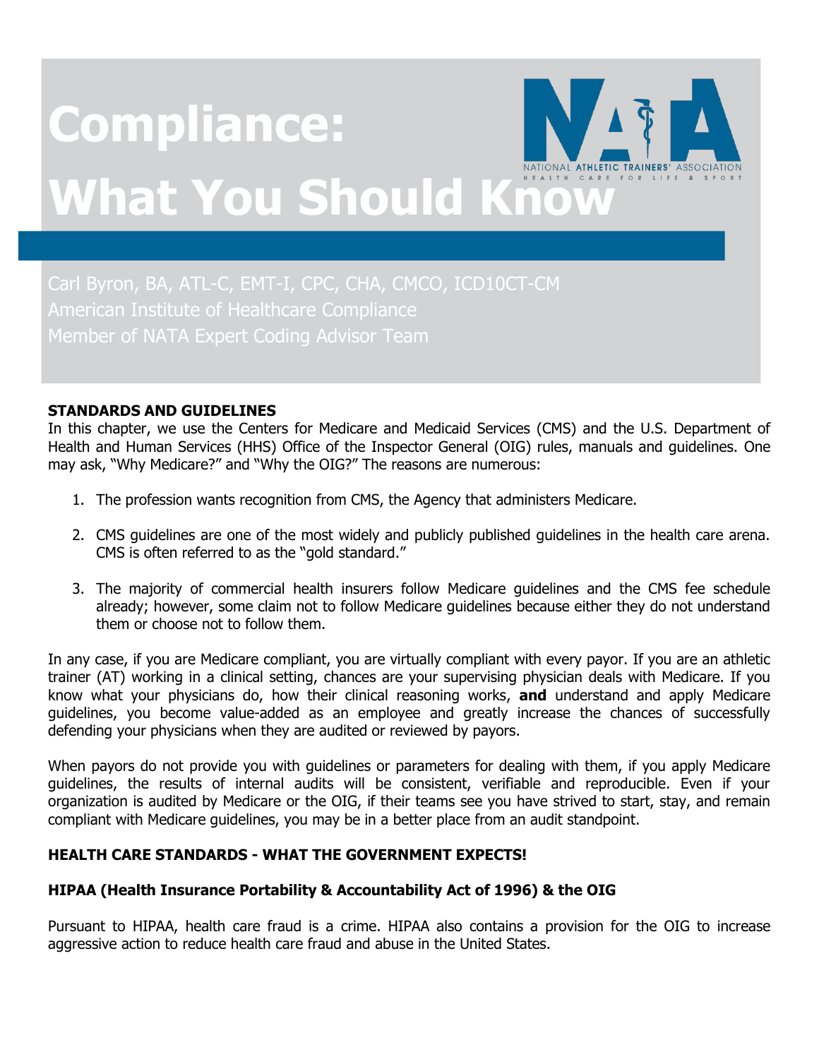# Compliance: What You Should Know

NATIONAL ATHLETIC TRAINERS' ASSOCIATION
HEALTH CARE FOR LIFE & SPORT

Carl Byron, BA, ATL-C, EMT-I, CPC, CHA, CMCO, ICD10CT-CM
American Institute of Healthcare Compliance
Member of NATA Expert Coding Advisor Team

## STANDARDS AND GUIDELINES

In this chapter, we use the Centers for Medicare and Medicaid Services (CMS) and the U.S. Department of Health and Human Services (HHS) Office of the Inspector General (OIG) rules, manuals and guidelines. One may ask, "Why Medicare?" and "Why the OIG?" The reasons are numerous:

1. The profession wants recognition from CMS, the Agency that administers Medicare.
2. CMS guidelines are one of the most widely and publicly published guidelines in the health care arena. CMS is often referred to as the "gold standard."
3. The majority of commercial health insurers follow Medicare guidelines and the CMS fee schedule already; however, some claim not to follow Medicare guidelines because either they do not understand them or choose not to follow them.

In any case, if you are Medicare compliant, you are virtually compliant with every payor. If you are an athletic trainer (AT) working in a clinical setting, chances are your supervising physician deals with Medicare. If you know what your physicians do, how their clinical reasoning works, **and** understand and apply Medicare guidelines, you become value-added as an employee and greatly increase the chances of successfully defending your physicians when they are audited or reviewed by payors.

When payors do not provide you with guidelines or parameters for dealing with them, if you apply Medicare guidelines, the results of internal audits will be consistent, verifiable and reproducible. Even if your organization is audited by Medicare or the OIG, if their teams see you have strived to start, stay, and remain compliant with Medicare guidelines, you may be in a better place from an audit standpoint.

## HEALTH CARE STANDARDS - WHAT THE GOVERNMENT EXPECTS!

### HIPAA (Health Insurance Portability & Accountability Act of 1996) & the OIG

Pursuant to HIPAA, health care fraud is a crime. HIPAA also contains a provision for the OIG to increase aggressive action to reduce health care fraud and abuse in the United States.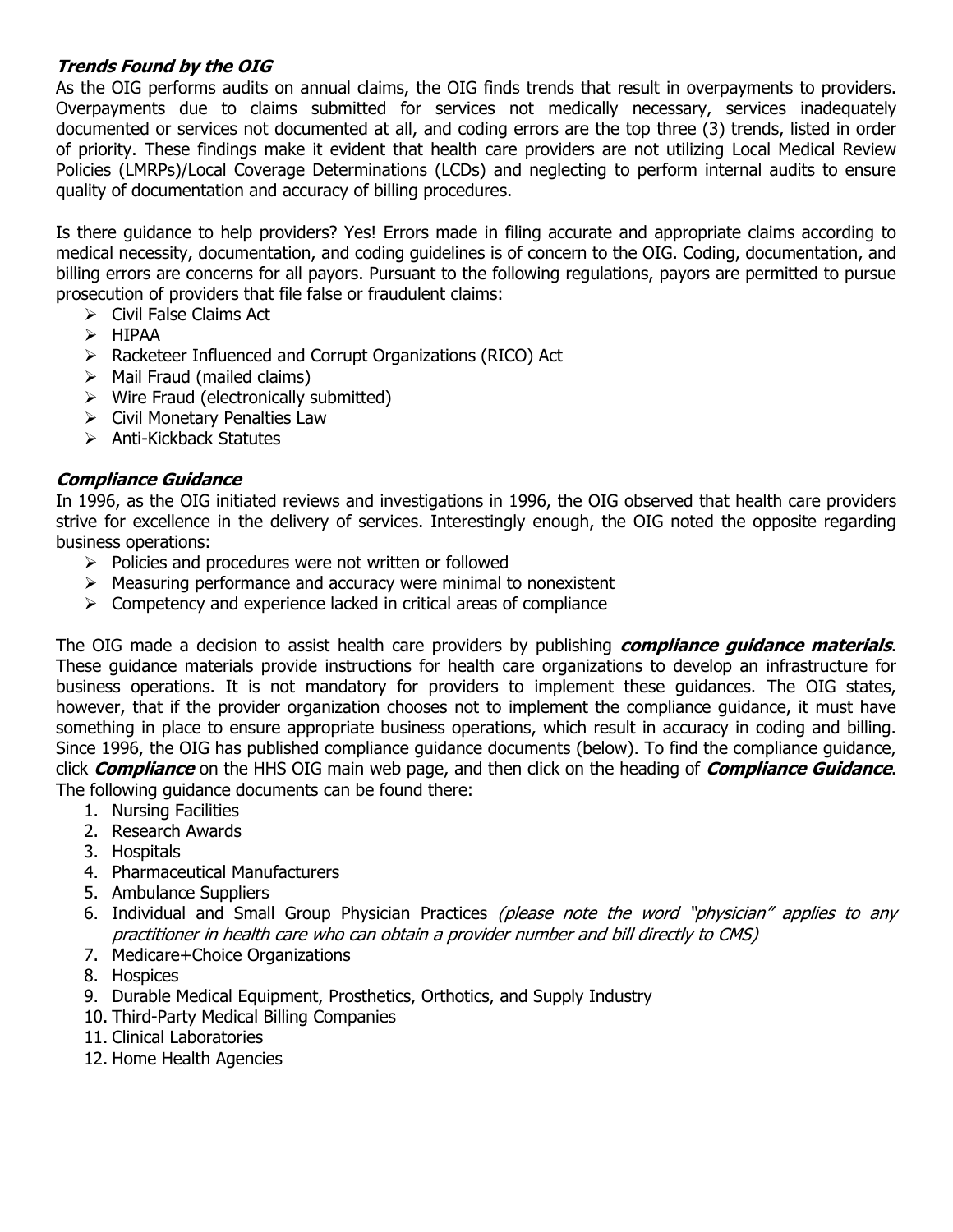### ***Trends Found by the OIG***

As the OIG performs audits on annual claims, the OIG finds trends that result in overpayments to providers. Overpayments due to claims submitted for services not medically necessary, services inadequately documented or services not documented at all, and coding errors are the top three (3) trends, listed in order of priority. These findings make it evident that health care providers are not utilizing Local Medical Review Policies (LMRPs)/Local Coverage Determinations (LCDs) and neglecting to perform internal audits to ensure quality of documentation and accuracy of billing procedures.

Is there guidance to help providers? Yes! Errors made in filing accurate and appropriate claims according to medical necessity, documentation, and coding guidelines is of concern to the OIG. Coding, documentation, and billing errors are concerns for all payors. Pursuant to the following regulations, payors are permitted to pursue prosecution of providers that file false or fraudulent claims:

- Civil False Claims Act
- HIPAA
- Racketeer Influenced and Corrupt Organizations (RICO) Act
- Mail Fraud (mailed claims)
- Wire Fraud (electronically submitted)
- Civil Monetary Penalties Law
- Anti-Kickback Statutes

### ***Compliance Guidance***

In 1996, as the OIG initiated reviews and investigations in 1996, the OIG observed that health care providers strive for excellence in the delivery of services. Interestingly enough, the OIG noted the opposite regarding business operations:

- Policies and procedures were not written or followed
- Measuring performance and accuracy were minimal to nonexistent
- Competency and experience lacked in critical areas of compliance

The OIG made a decision to assist health care providers by publishing ***compliance guidance materials***. These guidance materials provide instructions for health care organizations to develop an infrastructure for business operations. It is not mandatory for providers to implement these guidances. The OIG states, however, that if the provider organization chooses not to implement the compliance guidance, it must have something in place to ensure appropriate business operations, which result in accuracy in coding and billing. Since 1996, the OIG has published compliance guidance documents (below). To find the compliance guidance, click ***Compliance*** on the HHS OIG main web page, and then click on the heading of ***Compliance Guidance***. The following guidance documents can be found there:

1. Nursing Facilities
2. Research Awards
3. Hospitals
4. Pharmaceutical Manufacturers
5. Ambulance Suppliers
6. Individual and Small Group Physician Practices *(please note the word "physician" applies to any practitioner in health care who can obtain a provider number and bill directly to CMS)*
7. Medicare+Choice Organizations
8. Hospices
9. Durable Medical Equipment, Prosthetics, Orthotics, and Supply Industry
10. Third-Party Medical Billing Companies
11. Clinical Laboratories
12. Home Health Agencies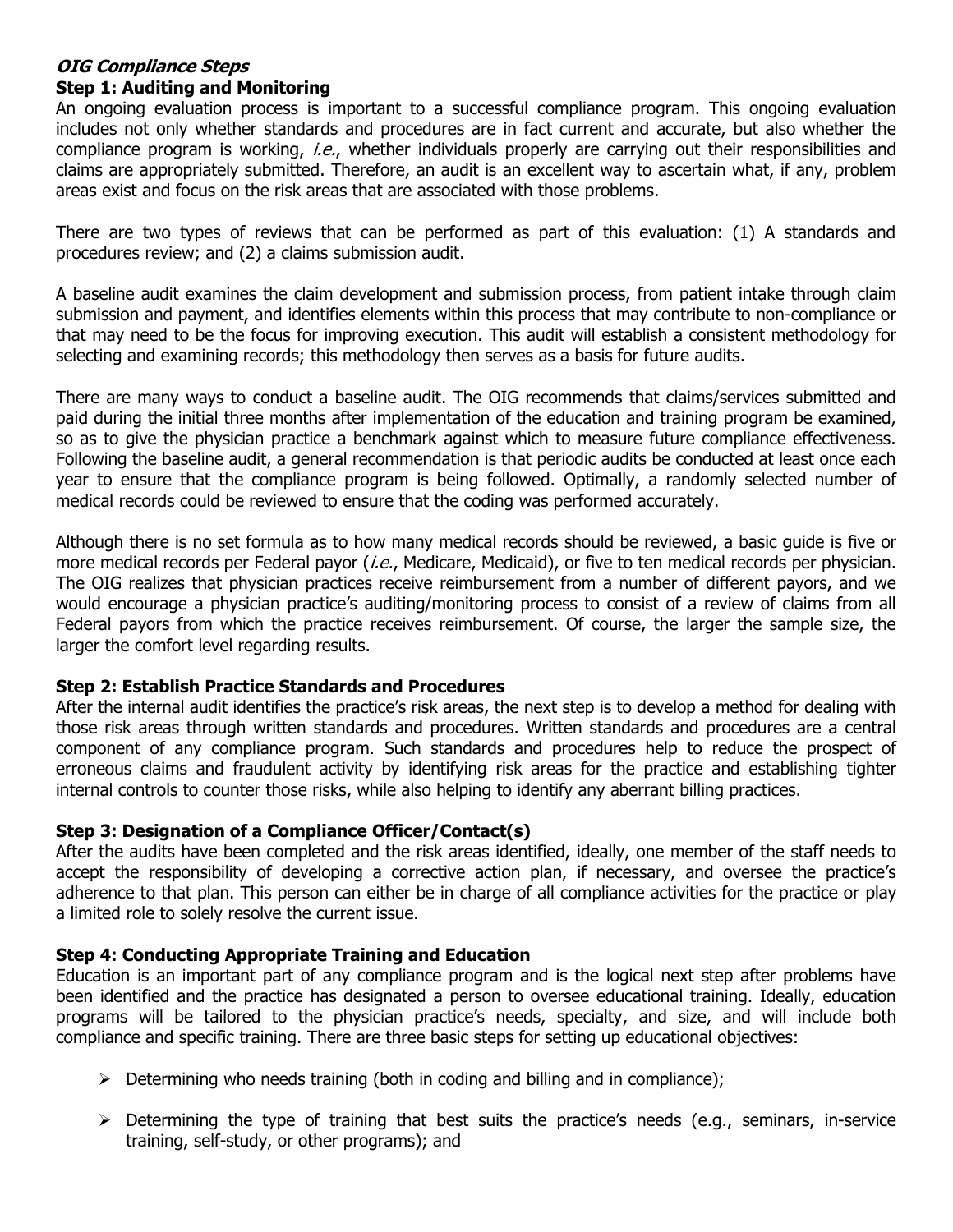***OIG Compliance Steps***

### Step 1: Auditing and Monitoring

An ongoing evaluation process is important to a successful compliance program. This ongoing evaluation includes not only whether standards and procedures are in fact current and accurate, but also whether the compliance program is working, *i.e.*, whether individuals properly are carrying out their responsibilities and claims are appropriately submitted. Therefore, an audit is an excellent way to ascertain what, if any, problem areas exist and focus on the risk areas that are associated with those problems.

There are two types of reviews that can be performed as part of this evaluation: (1) A standards and procedures review; and (2) a claims submission audit.

A baseline audit examines the claim development and submission process, from patient intake through claim submission and payment, and identifies elements within this process that may contribute to non-compliance or that may need to be the focus for improving execution. This audit will establish a consistent methodology for selecting and examining records; this methodology then serves as a basis for future audits.

There are many ways to conduct a baseline audit. The OIG recommends that claims/services submitted and paid during the initial three months after implementation of the education and training program be examined, so as to give the physician practice a benchmark against which to measure future compliance effectiveness. Following the baseline audit, a general recommendation is that periodic audits be conducted at least once each year to ensure that the compliance program is being followed. Optimally, a randomly selected number of medical records could be reviewed to ensure that the coding was performed accurately.

Although there is no set formula as to how many medical records should be reviewed, a basic guide is five or more medical records per Federal payor (*i.e.*, Medicare, Medicaid), or five to ten medical records per physician. The OIG realizes that physician practices receive reimbursement from a number of different payors, and we would encourage a physician practice's auditing/monitoring process to consist of a review of claims from all Federal payors from which the practice receives reimbursement. Of course, the larger the sample size, the larger the comfort level regarding results.

### Step 2: Establish Practice Standards and Procedures

After the internal audit identifies the practice's risk areas, the next step is to develop a method for dealing with those risk areas through written standards and procedures. Written standards and procedures are a central component of any compliance program. Such standards and procedures help to reduce the prospect of erroneous claims and fraudulent activity by identifying risk areas for the practice and establishing tighter internal controls to counter those risks, while also helping to identify any aberrant billing practices.

### Step 3: Designation of a Compliance Officer/Contact(s)

After the audits have been completed and the risk areas identified, ideally, one member of the staff needs to accept the responsibility of developing a corrective action plan, if necessary, and oversee the practice's adherence to that plan. This person can either be in charge of all compliance activities for the practice or play a limited role to solely resolve the current issue.

### Step 4: Conducting Appropriate Training and Education

Education is an important part of any compliance program and is the logical next step after problems have been identified and the practice has designated a person to oversee educational training. Ideally, education programs will be tailored to the physician practice's needs, specialty, and size, and will include both compliance and specific training. There are three basic steps for setting up educational objectives:

- Determining who needs training (both in coding and billing and in compliance);
- Determining the type of training that best suits the practice's needs (e.g., seminars, in-service training, self-study, or other programs); and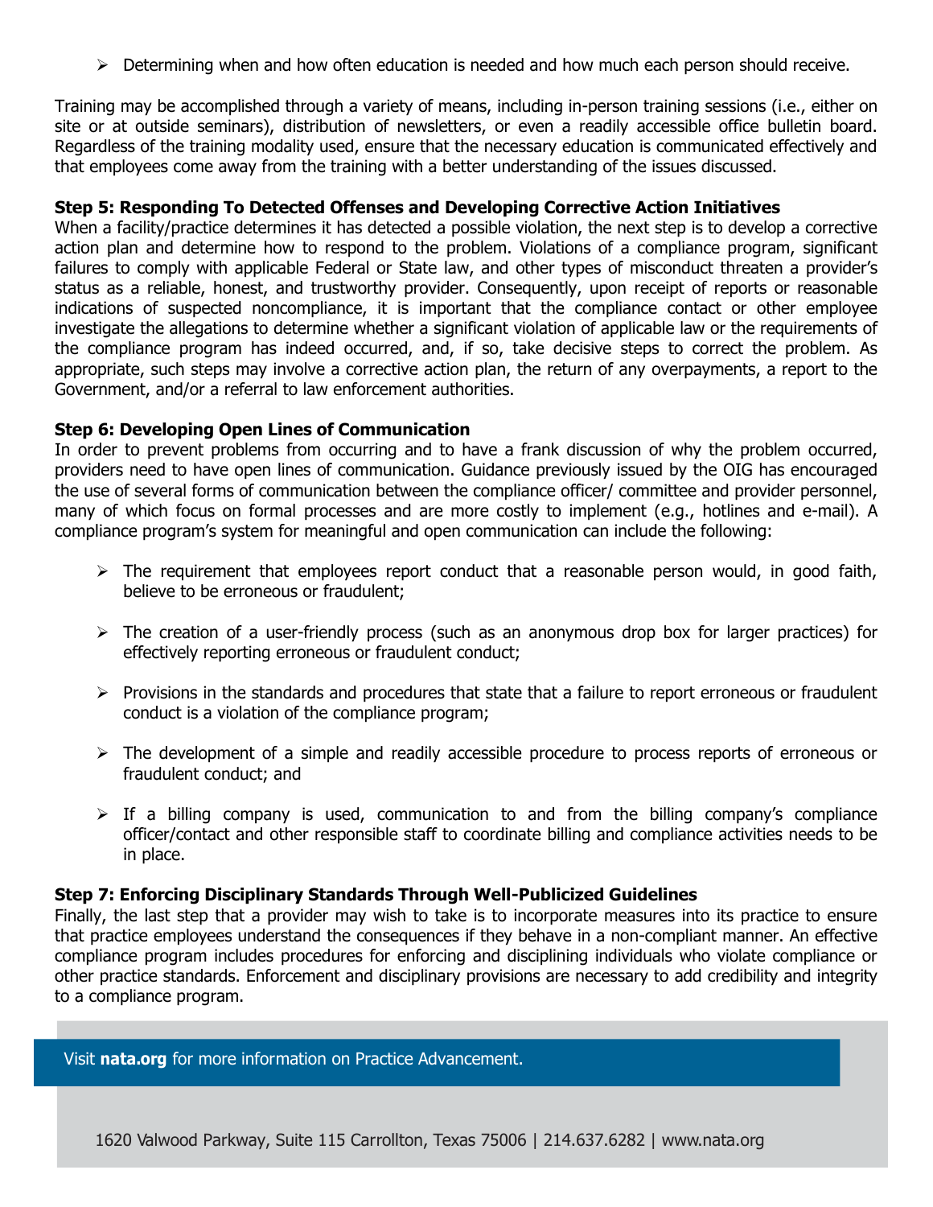- Determining when and how often education is needed and how much each person should receive.

Training may be accomplished through a variety of means, including in-person training sessions (i.e., either on site or at outside seminars), distribution of newsletters, or even a readily accessible office bulletin board. Regardless of the training modality used, ensure that the necessary education is communicated effectively and that employees come away from the training with a better understanding of the issues discussed.

**Step 5: Responding To Detected Offenses and Developing Corrective Action Initiatives**
When a facility/practice determines it has detected a possible violation, the next step is to develop a corrective action plan and determine how to respond to the problem. Violations of a compliance program, significant failures to comply with applicable Federal or State law, and other types of misconduct threaten a provider's status as a reliable, honest, and trustworthy provider. Consequently, upon receipt of reports or reasonable indications of suspected noncompliance, it is important that the compliance contact or other employee investigate the allegations to determine whether a significant violation of applicable law or the requirements of the compliance program has indeed occurred, and, if so, take decisive steps to correct the problem. As appropriate, such steps may involve a corrective action plan, the return of any overpayments, a report to the Government, and/or a referral to law enforcement authorities.

**Step 6: Developing Open Lines of Communication**
In order to prevent problems from occurring and to have a frank discussion of why the problem occurred, providers need to have open lines of communication. Guidance previously issued by the OIG has encouraged the use of several forms of communication between the compliance officer/ committee and provider personnel, many of which focus on formal processes and are more costly to implement (e.g., hotlines and e-mail). A compliance program's system for meaningful and open communication can include the following:

- The requirement that employees report conduct that a reasonable person would, in good faith, believe to be erroneous or fraudulent;
- The creation of a user-friendly process (such as an anonymous drop box for larger practices) for effectively reporting erroneous or fraudulent conduct;
- Provisions in the standards and procedures that state that a failure to report erroneous or fraudulent conduct is a violation of the compliance program;
- The development of a simple and readily accessible procedure to process reports of erroneous or fraudulent conduct; and
- If a billing company is used, communication to and from the billing company's compliance officer/contact and other responsible staff to coordinate billing and compliance activities needs to be in place.

**Step 7: Enforcing Disciplinary Standards Through Well-Publicized Guidelines**
Finally, the last step that a provider may wish to take is to incorporate measures into its practice to ensure that practice employees understand the consequences if they behave in a non-compliant manner. An effective compliance program includes procedures for enforcing and disciplining individuals who violate compliance or other practice standards. Enforcement and disciplinary provisions are necessary to add credibility and integrity to a compliance program.

Visit **nata.org** for more information on Practice Advancement.

1620 Valwood Parkway, Suite 115 Carrollton, Texas 75006 | 214.637.6282 | www.nata.org